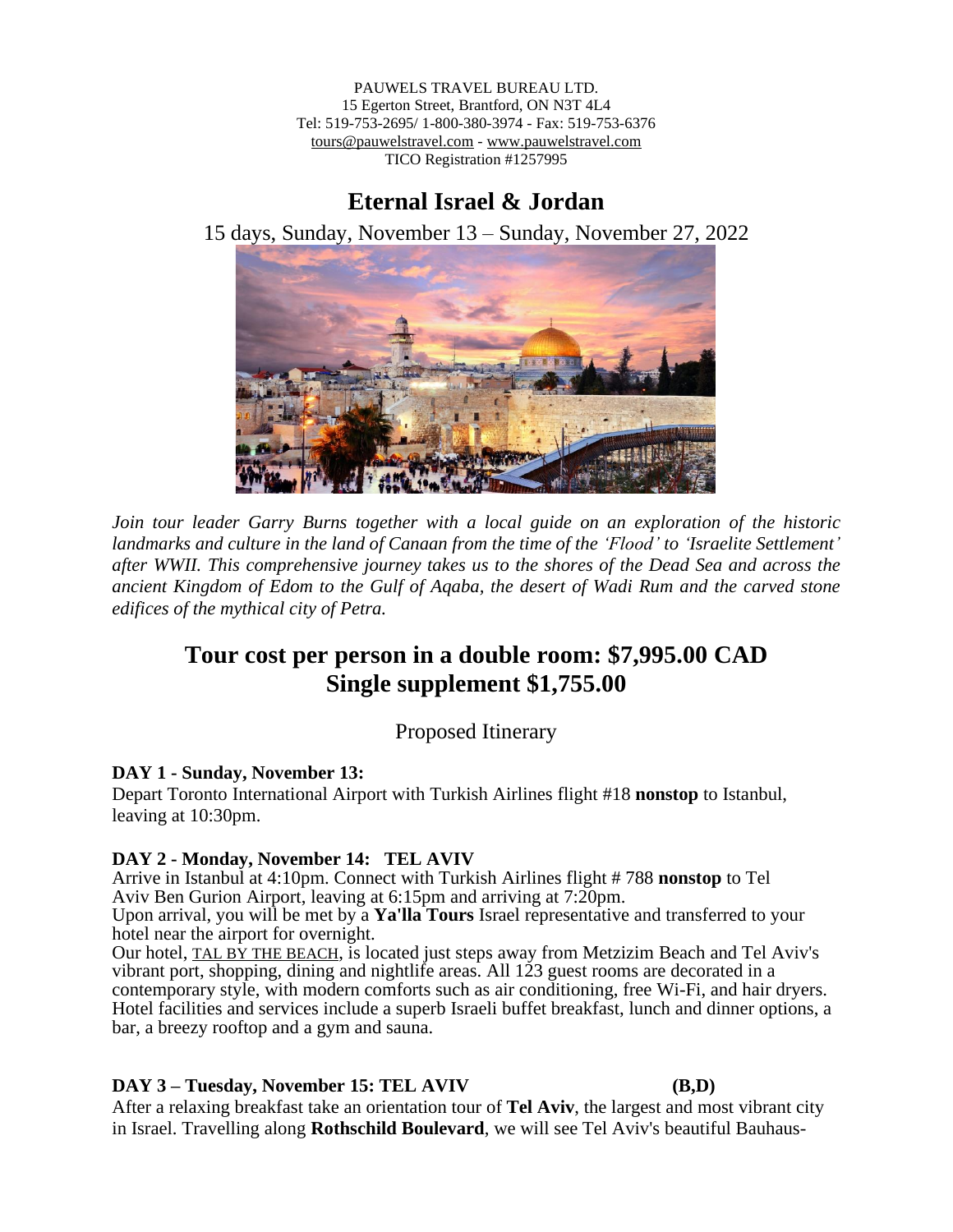PAUWELS TRAVEL BUREAU LTD.
15 Egerton Street, Brantford, ON N3T 4L4
Tel: 519-753-2695/ 1-800-380-3974 - Fax: 519-753-6376
tours@pauwelstravel.com - www.pauwelstravel.com
TICO Registration #1257995

# Eternal Israel & Jordan

15 days, Sunday, November 13 – Sunday, November 27, 2022

*Join tour leader Garry Burns together with a local guide on an exploration of the historic landmarks and culture in the land of Canaan from the time of the 'Flood' to 'Israelite Settlement' after WWII. This comprehensive journey takes us to the shores of the Dead Sea and across the ancient Kingdom of Edom to the Gulf of Aqaba, the desert of Wadi Rum and the carved stone edifices of the mythical city of Petra.*

## Tour cost per person in a double room: $7,995.00 CAD
## Single supplement $1,755.00

Proposed Itinerary

**DAY 1 - Sunday, November 13:**
Depart Toronto International Airport with Turkish Airlines flight #18 **nonstop** to Istanbul, leaving at 10:30pm.

**DAY 2 - Monday, November 14: TEL AVIV**
Arrive in Istanbul at 4:10pm. Connect with Turkish Airlines flight # 788 **nonstop** to Tel Aviv Ben Gurion Airport, leaving at 6:15pm and arriving at 7:20pm.
Upon arrival, you will be met by a **Ya'lla Tours** Israel representative and transferred to your hotel near the airport for overnight.
Our hotel, TAL BY THE BEACH, is located just steps away from Metzizim Beach and Tel Aviv's vibrant port, shopping, dining and nightlife areas. All 123 guest rooms are decorated in a contemporary style, with modern comforts such as air conditioning, free Wi-Fi, and hair dryers. Hotel facilities and services include a superb Israeli buffet breakfast, lunch and dinner options, a bar, a breezy rooftop and a gym and sauna.

**DAY 3 – Tuesday, November 15: TEL AVIV (B,D)**
After a relaxing breakfast take an orientation tour of **Tel Aviv**, the largest and most vibrant city in Israel. Travelling along **Rothschild Boulevard**, we will see Tel Aviv's beautiful Bauhaus-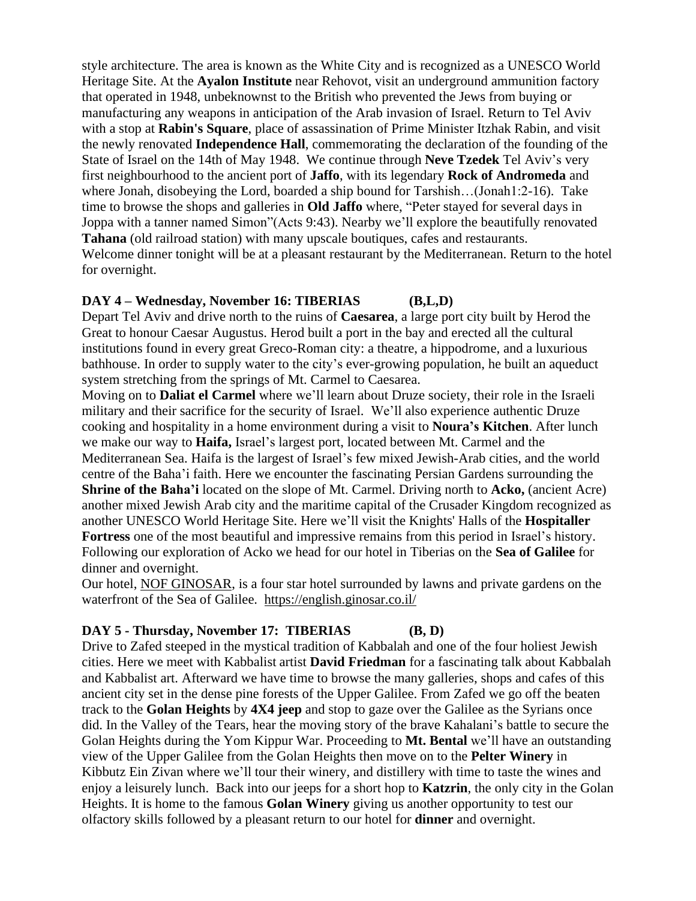style architecture. The area is known as the White City and is recognized as a UNESCO World Heritage Site. At the **Ayalon Institute** near Rehovot, visit an underground ammunition factory that operated in 1948, unbeknownst to the British who prevented the Jews from buying or manufacturing any weapons in anticipation of the Arab invasion of Israel. Return to Tel Aviv with a stop at **Rabin's Square**, place of assassination of Prime Minister Itzhak Rabin, and visit the newly renovated **Independence Hall**, commemorating the declaration of the founding of the State of Israel on the 14th of May 1948. We continue through **Neve Tzedek** Tel Aviv's very first neighbourhood to the ancient port of **Jaffo**, with its legendary **Rock of Andromeda** and where Jonah, disobeying the Lord, boarded a ship bound for Tarshish…(Jonah1:2-16). Take time to browse the shops and galleries in **Old Jaffo** where, "Peter stayed for several days in Joppa with a tanner named Simon"(Acts 9:43). Nearby we'll explore the beautifully renovated **Tahana** (old railroad station) with many upscale boutiques, cafes and restaurants.
Welcome dinner tonight will be at a pleasant restaurant by the Mediterranean. Return to the hotel for overnight.

**DAY 4 – Wednesday, November 16: TIBERIAS (B,L,D)**

Depart Tel Aviv and drive north to the ruins of **Caesarea**, a large port city built by Herod the Great to honour Caesar Augustus. Herod built a port in the bay and erected all the cultural institutions found in every great Greco-Roman city: a theatre, a hippodrome, and a luxurious bathhouse. In order to supply water to the city's ever-growing population, he built an aqueduct system stretching from the springs of Mt. Carmel to Caesarea.
Moving on to **Daliat el Carmel** where we'll learn about Druze society, their role in the Israeli military and their sacrifice for the security of Israel. We'll also experience authentic Druze cooking and hospitality in a home environment during a visit to **Noura's Kitchen**. After lunch we make our way to **Haifa,** Israel's largest port, located between Mt. Carmel and the Mediterranean Sea. Haifa is the largest of Israel's few mixed Jewish-Arab cities, and the world centre of the Baha'i faith. Here we encounter the fascinating Persian Gardens surrounding the **Shrine of the Baha'i** located on the slope of Mt. Carmel. Driving north to **Acko,** (ancient Acre) another mixed Jewish Arab city and the maritime capital of the Crusader Kingdom recognized as another UNESCO World Heritage Site. Here we'll visit the Knights' Halls of the **Hospitaller Fortress** one of the most beautiful and impressive remains from this period in Israel's history. Following our exploration of Acko we head for our hotel in Tiberias on the **Sea of Galilee** for dinner and overnight.
Our hotel, NOF GINOSAR, is a four star hotel surrounded by lawns and private gardens on the waterfront of the Sea of Galilee. https://english.ginosar.co.il/

**DAY 5 - Thursday, November 17: TIBERIAS (B, D)**

Drive to Zafed steeped in the mystical tradition of Kabbalah and one of the four holiest Jewish cities. Here we meet with Kabbalist artist **David Friedman** for a fascinating talk about Kabbalah and Kabbalist art. Afterward we have time to browse the many galleries, shops and cafes of this ancient city set in the dense pine forests of the Upper Galilee. From Zafed we go off the beaten track to the **Golan Heights** by **4X4 jeep** and stop to gaze over the Galilee as the Syrians once did. In the Valley of the Tears, hear the moving story of the brave Kahalani's battle to secure the Golan Heights during the Yom Kippur War. Proceeding to **Mt. Bental** we'll have an outstanding view of the Upper Galilee from the Golan Heights then move on to the **Pelter Winery** in Kibbutz Ein Zivan where we'll tour their winery, and distillery with time to taste the wines and enjoy a leisurely lunch. Back into our jeeps for a short hop to **Katzrin**, the only city in the Golan Heights. It is home to the famous **Golan Winery** giving us another opportunity to test our olfactory skills followed by a pleasant return to our hotel for **dinner** and overnight.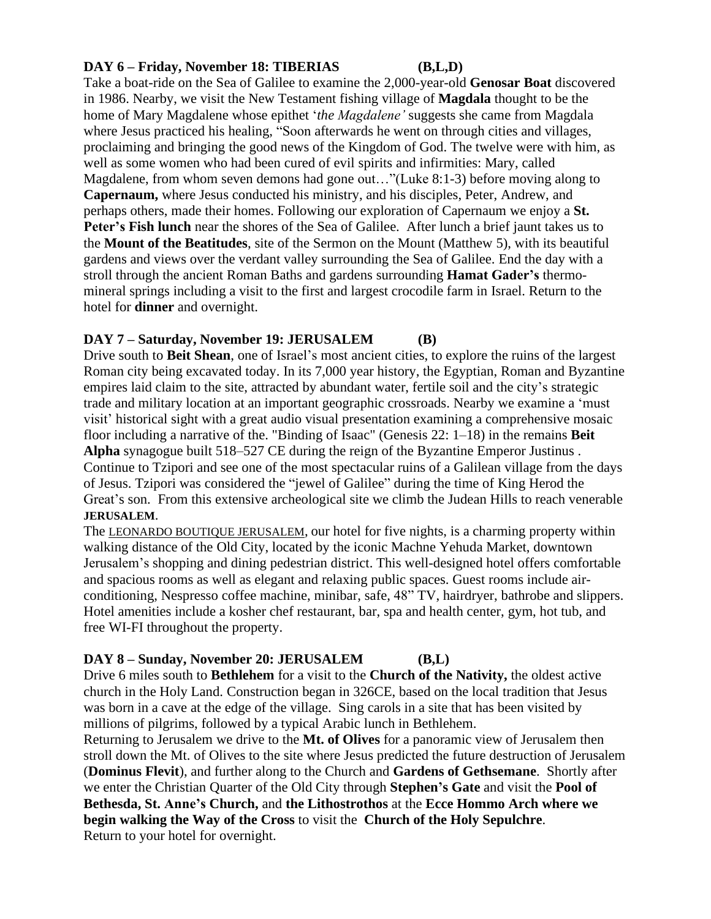**DAY 6 – Friday, November 18: TIBERIAS (B,L,D)**

Take a boat-ride on the Sea of Galilee to examine the 2,000-year-old **Genosar Boat** discovered in 1986. Nearby, we visit the New Testament fishing village of **Magdala** thought to be the home of Mary Magdalene whose epithet '*the Magdalene'* suggests she came from Magdala where Jesus practiced his healing, "Soon afterwards he went on through cities and villages, proclaiming and bringing the good news of the Kingdom of God. The twelve were with him, as well as some women who had been cured of evil spirits and infirmities: Mary, called Magdalene, from whom seven demons had gone out…"(Luke 8:1-3) before moving along to **Capernaum,** where Jesus conducted his ministry, and his disciples, Peter, Andrew, and perhaps others, made their homes. Following our exploration of Capernaum we enjoy a **St. Peter's Fish lunch** near the shores of the Sea of Galilee. After lunch a brief jaunt takes us to the **Mount of the Beatitudes**, site of the Sermon on the Mount (Matthew 5), with its beautiful gardens and views over the verdant valley surrounding the Sea of Galilee. End the day with a stroll through the ancient Roman Baths and gardens surrounding **Hamat Gader's** thermo-mineral springs including a visit to the first and largest crocodile farm in Israel. Return to the hotel for **dinner** and overnight.

**DAY 7 – Saturday, November 19: JERUSALEM (B)**

Drive south to **Beit Shean**, one of Israel's most ancient cities, to explore the ruins of the largest Roman city being excavated today. In its 7,000 year history, the Egyptian, Roman and Byzantine empires laid claim to the site, attracted by abundant water, fertile soil and the city's strategic trade and military location at an important geographic crossroads. Nearby we examine a 'must visit' historical sight with a great audio visual presentation examining a comprehensive mosaic floor including a narrative of the. "Binding of Isaac" (Genesis 22: 1–18) in the remains **Beit Alpha** synagogue built 518–527 CE during the reign of the Byzantine Emperor Justinus . Continue to Tzipori and see one of the most spectacular ruins of a Galilean village from the days of Jesus. Tzipori was considered the "jewel of Galilee" during the time of King Herod the Great's son. From this extensive archeological site we climb the Judean Hills to reach venerable **JERUSALEM**.

The LEONARDO BOUTIQUE JERUSALEM, our hotel for five nights, is a charming property within walking distance of the Old City, located by the iconic Machne Yehuda Market, downtown Jerusalem's shopping and dining pedestrian district. This well-designed hotel offers comfortable and spacious rooms as well as elegant and relaxing public spaces. Guest rooms include air-conditioning, Nespresso coffee machine, minibar, safe, 48" TV, hairdryer, bathrobe and slippers. Hotel amenities include a kosher chef restaurant, bar, spa and health center, gym, hot tub, and free WI-FI throughout the property.

**DAY 8 – Sunday, November 20: JERUSALEM (B,L)**

Drive 6 miles south to **Bethlehem** for a visit to the **Church of the Nativity,** the oldest active church in the Holy Land. Construction began in 326CE, based on the local tradition that Jesus was born in a cave at the edge of the village. Sing carols in a site that has been visited by millions of pilgrims, followed by a typical Arabic lunch in Bethlehem.

Returning to Jerusalem we drive to the **Mt. of Olives** for a panoramic view of Jerusalem then stroll down the Mt. of Olives to the site where Jesus predicted the future destruction of Jerusalem (**Dominus Flevit**), and further along to the Church and **Gardens of Gethsemane**. Shortly after we enter the Christian Quarter of the Old City through **Stephen's Gate** and visit the **Pool of Bethesda, St. Anne's Church,** and **the Lithostrothos** at the **Ecce Hommo Arch where we begin walking the Way of the Cross** to visit the **Church of the Holy Sepulchre**.

Return to your hotel for overnight.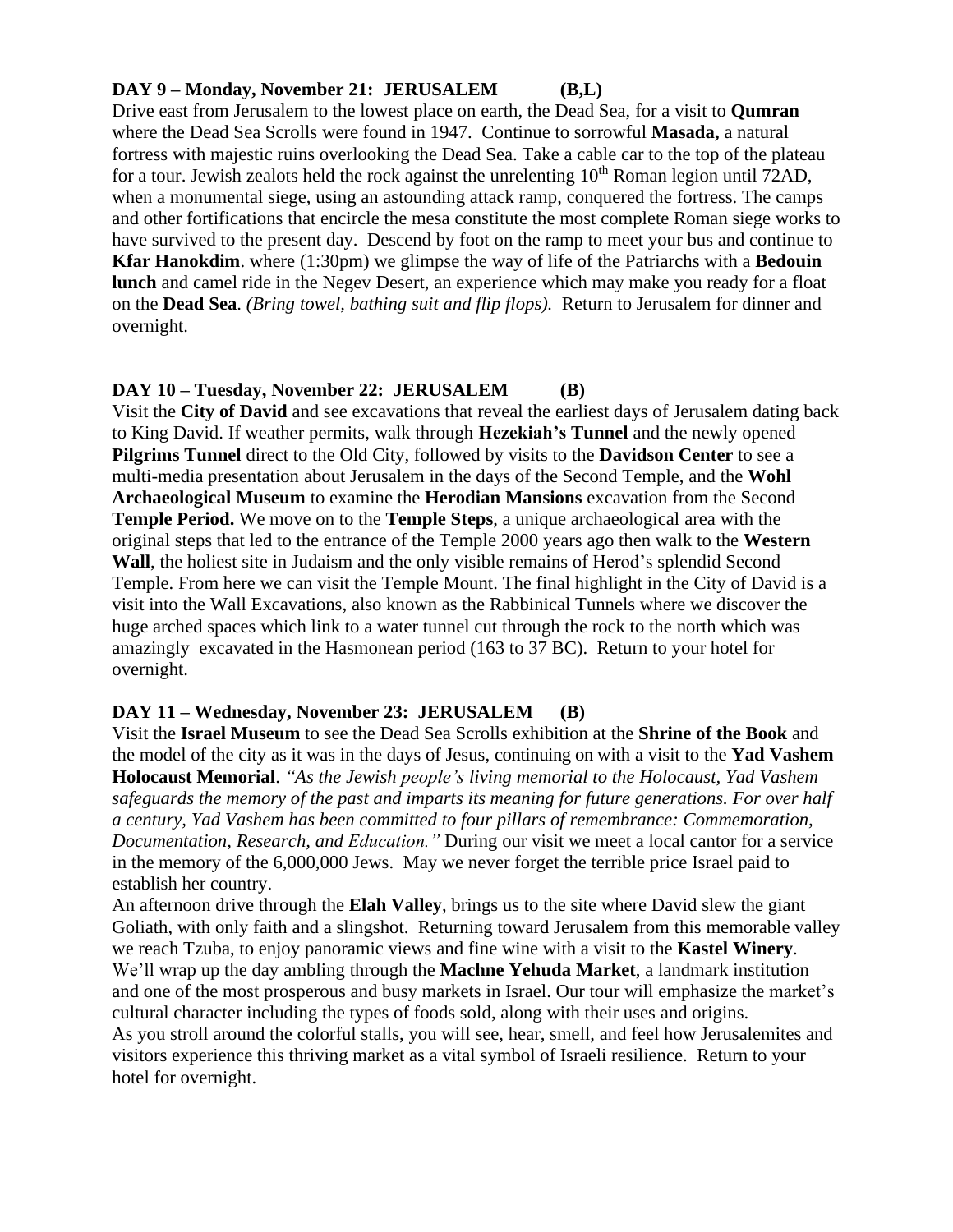**DAY 9 – Monday, November 21: JERUSALEM (B,L)**

Drive east from Jerusalem to the lowest place on earth, the Dead Sea, for a visit to **Qumran** where the Dead Sea Scrolls were found in 1947. Continue to sorrowful **Masada,** a natural fortress with majestic ruins overlooking the Dead Sea. Take a cable car to the top of the plateau for a tour. Jewish zealots held the rock against the unrelenting 10th Roman legion until 72AD, when a monumental siege, using an astounding attack ramp, conquered the fortress. The camps and other fortifications that encircle the mesa constitute the most complete Roman siege works to have survived to the present day. Descend by foot on the ramp to meet your bus and continue to **Kfar Hanokdim**. where (1:30pm) we glimpse the way of life of the Patriarchs with a **Bedouin lunch** and camel ride in the Negev Desert, an experience which may make you ready for a float on the **Dead Sea**. *(Bring towel, bathing suit and flip flops).* Return to Jerusalem for dinner and overnight.

**DAY 10 – Tuesday, November 22: JERUSALEM (B)**

Visit the **City of David** and see excavations that reveal the earliest days of Jerusalem dating back to King David. If weather permits, walk through **Hezekiah's Tunnel** and the newly opened **Pilgrims Tunnel** direct to the Old City, followed by visits to the **Davidson Center** to see a multi-media presentation about Jerusalem in the days of the Second Temple, and the **Wohl Archaeological Museum** to examine the **Herodian Mansions** excavation from the Second **Temple Period.** We move on to the **Temple Steps**, a unique archaeological area with the original steps that led to the entrance of the Temple 2000 years ago then walk to the **Western Wall**, the holiest site in Judaism and the only visible remains of Herod's splendid Second Temple. From here we can visit the Temple Mount. The final highlight in the City of David is a visit into the Wall Excavations, also known as the Rabbinical Tunnels where we discover the huge arched spaces which link to a water tunnel cut through the rock to the north which was amazingly excavated in the Hasmonean period (163 to 37 BC). Return to your hotel for overnight.

**DAY 11 – Wednesday, November 23: JERUSALEM (B)**

Visit the **Israel Museum** to see the Dead Sea Scrolls exhibition at the **Shrine of the Book** and the model of the city as it was in the days of Jesus, continuing on with a visit to the **Yad Vashem Holocaust Memorial**. *"As the Jewish people's living memorial to the Holocaust, Yad Vashem safeguards the memory of the past and imparts its meaning for future generations. For over half a century, Yad Vashem has been committed to four pillars of remembrance: Commemoration, Documentation, Research, and Education."* During our visit we meet a local cantor for a service in the memory of the 6,000,000 Jews. May we never forget the terrible price Israel paid to establish her country.

An afternoon drive through the **Elah Valley**, brings us to the site where David slew the giant Goliath, with only faith and a slingshot. Returning toward Jerusalem from this memorable valley we reach Tzuba, to enjoy panoramic views and fine wine with a visit to the **Kastel Winery**. We'll wrap up the day ambling through the **Machne Yehuda Market**, a landmark institution and one of the most prosperous and busy markets in Israel. Our tour will emphasize the market's cultural character including the types of foods sold, along with their uses and origins. As you stroll around the colorful stalls, you will see, hear, smell, and feel how Jerusalemites and visitors experience this thriving market as a vital symbol of Israeli resilience. Return to your hotel for overnight.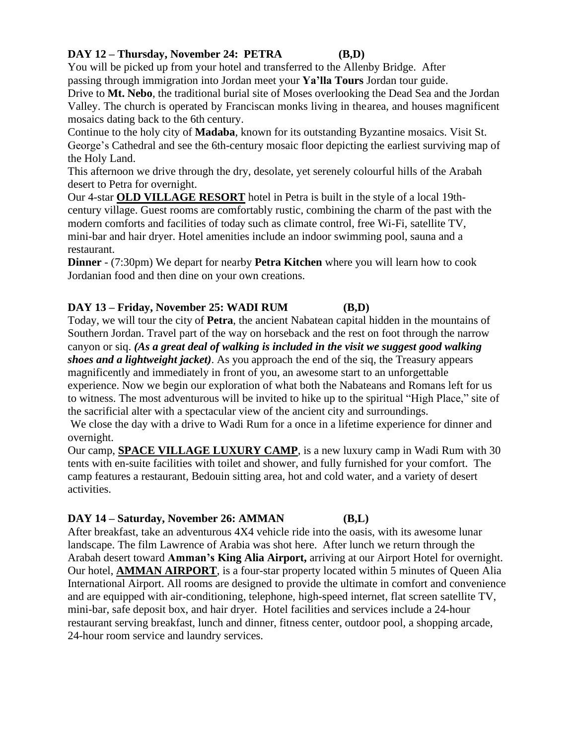**DAY 12 – Thursday, November 24: PETRA (B,D)**

You will be picked up from your hotel and transferred to the Allenby Bridge. After passing through immigration into Jordan meet your **Ya'lla Tours** Jordan tour guide.

Drive to **Mt. Nebo**, the traditional burial site of Moses overlooking the Dead Sea and the Jordan Valley. The church is operated by Franciscan monks living in the area, and houses magnificent mosaics dating back to the 6th century.

Continue to the holy city of **Madaba**, known for its outstanding Byzantine mosaics. Visit St. George's Cathedral and see the 6th-century mosaic floor depicting the earliest surviving map of the Holy Land.

This afternoon we drive through the dry, desolate, yet serenely colourful hills of the Arabah desert to Petra for overnight.

Our 4-star **OLD VILLAGE RESORT** hotel in Petra is built in the style of a local 19th-century village. Guest rooms are comfortably rustic, combining the charm of the past with the modern comforts and facilities of today such as climate control, free Wi-Fi, satellite TV, mini-bar and hair dryer. Hotel amenities include an indoor swimming pool, sauna and a restaurant.

**Dinner** - (7:30pm) We depart for nearby **Petra Kitchen** where you will learn how to cook Jordanian food and then dine on your own creations.

**DAY 13 – Friday, November 25: WADI RUM (B,D)**

Today, we will tour the city of **Petra**, the ancient Nabatean capital hidden in the mountains of Southern Jordan. Travel part of the way on horseback and the rest on foot through the narrow canyon or siq. ***(As a great deal of walking is included in the visit we suggest good walking shoes and a lightweight jacket)***. As you approach the end of the siq, the Treasury appears magnificently and immediately in front of you, an awesome start to an unforgettable experience. Now we begin our exploration of what both the Nabateans and Romans left for us to witness. The most adventurous will be invited to hike up to the spiritual "High Place," site of the sacrificial alter with a spectacular view of the ancient city and surroundings.

We close the day with a drive to Wadi Rum for a once in a lifetime experience for dinner and overnight.

Our camp, **SPACE VILLAGE LUXURY CAMP**, is a new luxury camp in Wadi Rum with 30 tents with en-suite facilities with toilet and shower, and fully furnished for your comfort. The camp features a restaurant, Bedouin sitting area, hot and cold water, and a variety of desert activities.

**DAY 14 – Saturday, November 26: AMMAN (B,L)**

After breakfast, take an adventurous 4X4 vehicle ride into the oasis, with its awesome lunar landscape. The film Lawrence of Arabia was shot here. After lunch we return through the Arabah desert toward **Amman's King Alia Airport,** arriving at our Airport Hotel for overnight. Our hotel, **AMMAN AIRPORT**, is a four-star property located within 5 minutes of Queen Alia International Airport. All rooms are designed to provide the ultimate in comfort and convenience and are equipped with air-conditioning, telephone, high-speed internet, flat screen satellite TV, mini-bar, safe deposit box, and hair dryer. Hotel facilities and services include a 24-hour restaurant serving breakfast, lunch and dinner, fitness center, outdoor pool, a shopping arcade, 24-hour room service and laundry services.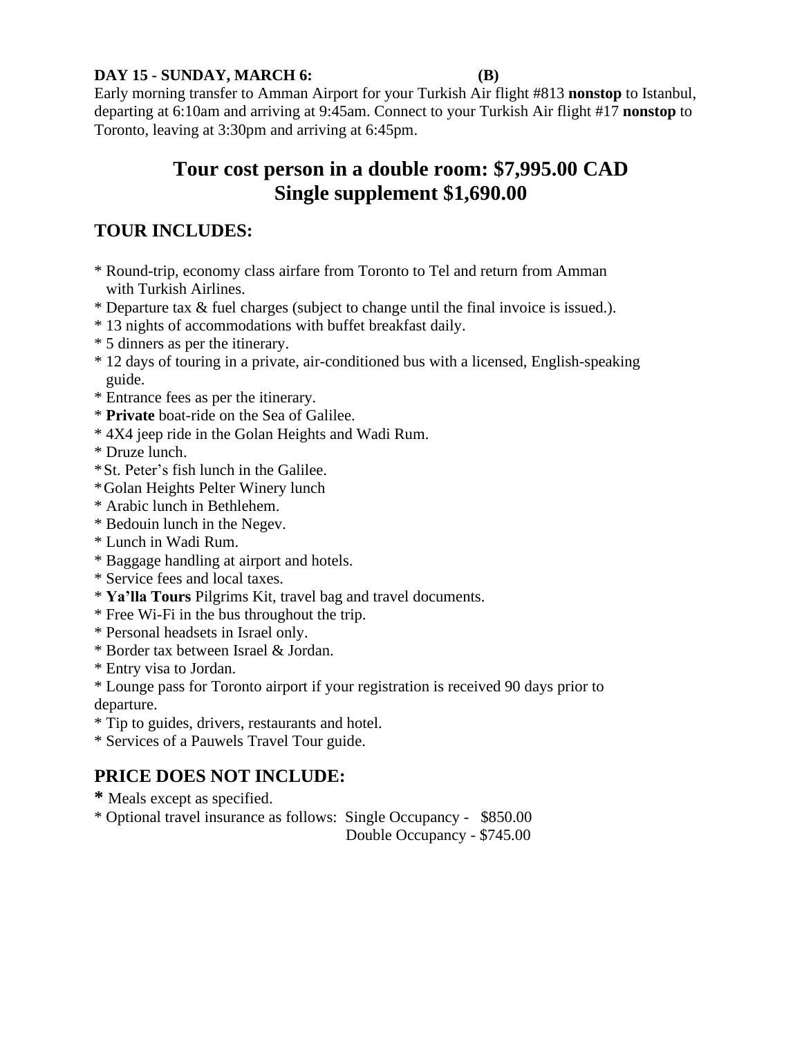**DAY 15 - SUNDAY, MARCH 6: (B)**

Early morning transfer to Amman Airport for your Turkish Air flight #813 **nonstop** to Istanbul, departing at 6:10am and arriving at 9:45am. Connect to your Turkish Air flight #17 **nonstop** to Toronto, leaving at 3:30pm and arriving at 6:45pm.

## Tour cost person in a double room: $7,995.00 CAD
## Single supplement $1,690.00

## TOUR INCLUDES:

* Round-trip, economy class airfare from Toronto to Tel and return from Amman with Turkish Airlines.
* Departure tax & fuel charges (subject to change until the final invoice is issued.).
* 13 nights of accommodations with buffet breakfast daily.
* 5 dinners as per the itinerary.
* 12 days of touring in a private, air-conditioned bus with a licensed, English-speaking guide.
* Entrance fees as per the itinerary.
* **Private** boat-ride on the Sea of Galilee.
* 4X4 jeep ride in the Golan Heights and Wadi Rum.
* Druze lunch.
* St. Peter's fish lunch in the Galilee.
* Golan Heights Pelter Winery lunch
* Arabic lunch in Bethlehem.
* Bedouin lunch in the Negev.
* Lunch in Wadi Rum.
* Baggage handling at airport and hotels.
* Service fees and local taxes.
* **Ya'lla Tours** Pilgrims Kit, travel bag and travel documents.
* Free Wi-Fi in the bus throughout the trip.
* Personal headsets in Israel only.
* Border tax between Israel & Jordan.
* Entry visa to Jordan.
* Lounge pass for Toronto airport if your registration is received 90 days prior to departure.
* Tip to guides, drivers, restaurants and hotel.
* Services of a Pauwels Travel Tour guide.

## PRICE DOES NOT INCLUDE:

* Meals except as specified.
* Optional travel insurance as follows: Single Occupancy - $850.00
  Double Occupancy - $745.00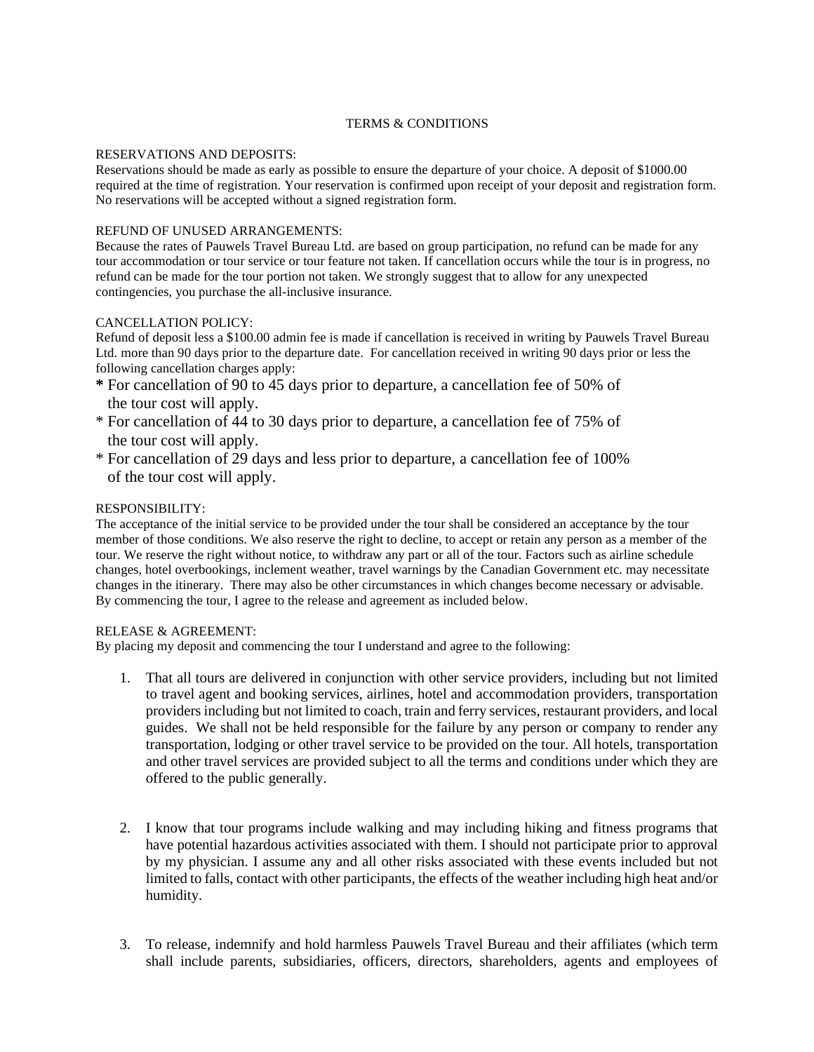# TERMS & CONDITIONS

## RESERVATIONS AND DEPOSITS:

Reservations should be made as early as possible to ensure the departure of your choice. A deposit of $1000.00 required at the time of registration. Your reservation is confirmed upon receipt of your deposit and registration form. No reservations will be accepted without a signed registration form.

## REFUND OF UNUSED ARRANGEMENTS:

Because the rates of Pauwels Travel Bureau Ltd. are based on group participation, no refund can be made for any tour accommodation or tour service or tour feature not taken. If cancellation occurs while the tour is in progress, no refund can be made for the tour portion not taken. We strongly suggest that to allow for any unexpected contingencies, you purchase the all-inclusive insurance.

## CANCELLATION POLICY:

Refund of deposit less a $100.00 admin fee is made if cancellation is received in writing by Pauwels Travel Bureau Ltd. more than 90 days prior to the departure date. For cancellation received in writing 90 days prior or less the following cancellation charges apply:

* For cancellation of 90 to 45 days prior to departure, a cancellation fee of 50% of the tour cost will apply.
* For cancellation of 44 to 30 days prior to departure, a cancellation fee of 75% of the tour cost will apply.
* For cancellation of 29 days and less prior to departure, a cancellation fee of 100% of the tour cost will apply.

## RESPONSIBILITY:

The acceptance of the initial service to be provided under the tour shall be considered an acceptance by the tour member of those conditions. We also reserve the right to decline, to accept or retain any person as a member of the tour. We reserve the right without notice, to withdraw any part or all of the tour. Factors such as airline schedule changes, hotel overbookings, inclement weather, travel warnings by the Canadian Government etc. may necessitate changes in the itinerary. There may also be other circumstances in which changes become necessary or advisable. By commencing the tour, I agree to the release and agreement as included below.

## RELEASE & AGREEMENT:

By placing my deposit and commencing the tour I understand and agree to the following:

1. That all tours are delivered in conjunction with other service providers, including but not limited to travel agent and booking services, airlines, hotel and accommodation providers, transportation providers including but not limited to coach, train and ferry services, restaurant providers, and local guides. We shall not be held responsible for the failure by any person or company to render any transportation, lodging or other travel service to be provided on the tour. All hotels, transportation and other travel services are provided subject to all the terms and conditions under which they are offered to the public generally.

2. I know that tour programs include walking and may including hiking and fitness programs that have potential hazardous activities associated with them. I should not participate prior to approval by my physician. I assume any and all other risks associated with these events included but not limited to falls, contact with other participants, the effects of the weather including high heat and/or humidity.

3. To release, indemnify and hold harmless Pauwels Travel Bureau and their affiliates (which term shall include parents, subsidiaries, officers, directors, shareholders, agents and employees of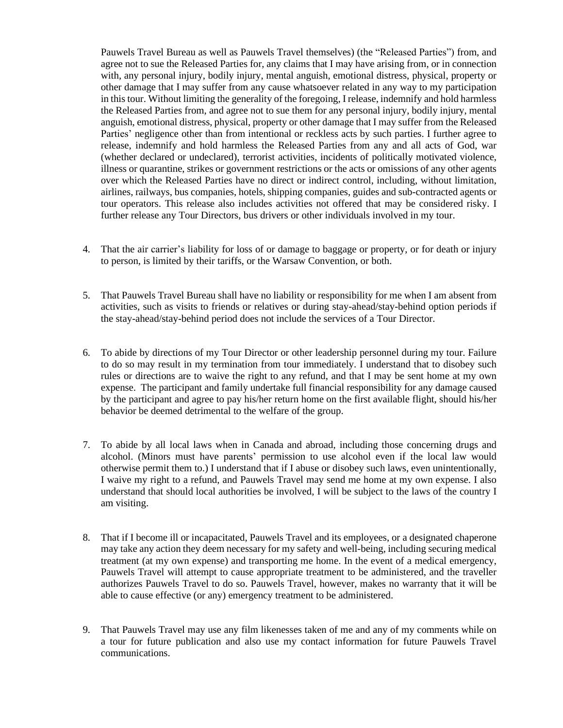Pauwels Travel Bureau as well as Pauwels Travel themselves) (the "Released Parties") from, and agree not to sue the Released Parties for, any claims that I may have arising from, or in connection with, any personal injury, bodily injury, mental anguish, emotional distress, physical, property or other damage that I may suffer from any cause whatsoever related in any way to my participation in this tour. Without limiting the generality of the foregoing, I release, indemnify and hold harmless the Released Parties from, and agree not to sue them for any personal injury, bodily injury, mental anguish, emotional distress, physical, property or other damage that I may suffer from the Released Parties' negligence other than from intentional or reckless acts by such parties. I further agree to release, indemnify and hold harmless the Released Parties from any and all acts of God, war (whether declared or undeclared), terrorist activities, incidents of politically motivated violence, illness or quarantine, strikes or government restrictions or the acts or omissions of any other agents over which the Released Parties have no direct or indirect control, including, without limitation, airlines, railways, bus companies, hotels, shipping companies, guides and sub-contracted agents or tour operators. This release also includes activities not offered that may be considered risky. I further release any Tour Directors, bus drivers or other individuals involved in my tour.

4. That the air carrier's liability for loss of or damage to baggage or property, or for death or injury to person, is limited by their tariffs, or the Warsaw Convention, or both.

5. That Pauwels Travel Bureau shall have no liability or responsibility for me when I am absent from activities, such as visits to friends or relatives or during stay-ahead/stay-behind option periods if the stay-ahead/stay-behind period does not include the services of a Tour Director.

6. To abide by directions of my Tour Director or other leadership personnel during my tour. Failure to do so may result in my termination from tour immediately. I understand that to disobey such rules or directions are to waive the right to any refund, and that I may be sent home at my own expense. The participant and family undertake full financial responsibility for any damage caused by the participant and agree to pay his/her return home on the first available flight, should his/her behavior be deemed detrimental to the welfare of the group.

7. To abide by all local laws when in Canada and abroad, including those concerning drugs and alcohol. (Minors must have parents' permission to use alcohol even if the local law would otherwise permit them to.) I understand that if I abuse or disobey such laws, even unintentionally, I waive my right to a refund, and Pauwels Travel may send me home at my own expense. I also understand that should local authorities be involved, I will be subject to the laws of the country I am visiting.

8. That if I become ill or incapacitated, Pauwels Travel and its employees, or a designated chaperone may take any action they deem necessary for my safety and well-being, including securing medical treatment (at my own expense) and transporting me home. In the event of a medical emergency, Pauwels Travel will attempt to cause appropriate treatment to be administered, and the traveller authorizes Pauwels Travel to do so. Pauwels Travel, however, makes no warranty that it will be able to cause effective (or any) emergency treatment to be administered.

9. That Pauwels Travel may use any film likenesses taken of me and any of my comments while on a tour for future publication and also use my contact information for future Pauwels Travel communications.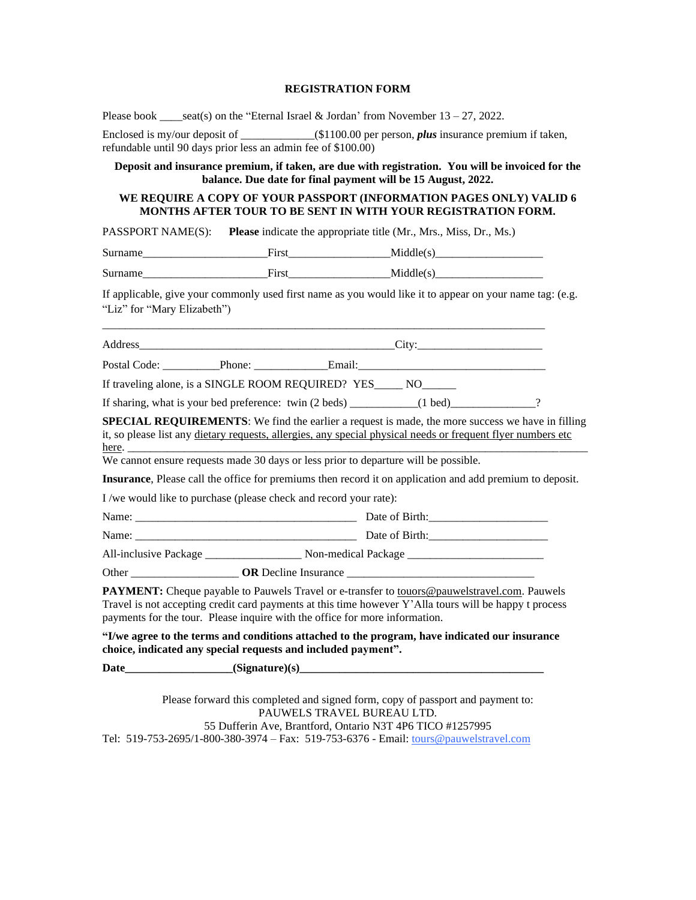**REGISTRATION FORM**

Please book \_\_\_\_seat(s) on the "Eternal Israel & Jordan' from November 13 – 27, 2022.

Enclosed is my/our deposit of \_\_\_\_\_\_\_\_\_\_\_\_\_($1100.00 per person, ***plus*** insurance premium if taken, refundable until 90 days prior less an admin fee of $100.00)

**Deposit and insurance premium, if taken, are due with registration. You will be invoiced for the balance. Due date for final payment will be 15 August, 2022.**

**WE REQUIRE A COPY OF YOUR PASSPORT (INFORMATION PAGES ONLY) VALID 6 MONTHS AFTER TOUR TO BE SENT IN WITH YOUR REGISTRATION FORM.**

PASSPORT NAME(S): **Please** indicate the appropriate title (Mr., Mrs., Miss, Dr., Ms.)

Surname\_\_\_\_\_\_\_\_\_\_\_\_\_\_\_\_\_\_\_\_\_First\_\_\_\_\_\_\_\_\_\_\_\_\_\_\_\_\_Middle(s)\_\_\_\_\_\_\_\_\_\_\_\_\_\_\_\_\_\_

Surname\_\_\_\_\_\_\_\_\_\_\_\_\_\_\_\_\_\_\_\_\_First\_\_\_\_\_\_\_\_\_\_\_\_\_\_\_\_\_Middle(s)\_\_\_\_\_\_\_\_\_\_\_\_\_\_\_\_\_\_

If applicable, give your commonly used first name as you would like it to appear on your name tag: (e.g. "Liz" for "Mary Elizabeth")

\_\_\_\_\_\_\_\_\_\_\_\_\_\_\_\_\_\_\_\_\_\_\_\_\_\_\_\_\_\_\_\_\_\_\_\_\_\_\_\_\_\_\_\_\_\_\_\_\_\_\_\_\_\_\_\_\_\_\_\_\_\_\_\_\_\_\_\_\_\_\_\_\_\_

Address\_\_\_\_\_\_\_\_\_\_\_\_\_\_\_\_\_\_\_\_\_\_\_\_\_\_\_\_\_\_\_\_\_\_\_\_\_\_\_\_\_\_\_City:\_\_\_\_\_\_\_\_\_\_\_\_\_\_\_\_\_\_\_\_\_

Postal Code: \_\_\_\_\_\_\_\_\_\_Phone: \_\_\_\_\_\_\_\_\_\_\_\_\_Email:\_\_\_\_\_\_\_\_\_\_\_\_\_\_\_\_\_\_\_\_\_\_\_\_\_\_\_\_\_\_\_\_

If traveling alone, is a SINGLE ROOM REQUIRED? YES\_\_\_\_\_ NO\_\_\_\_\_\_

If sharing, what is your bed preference: twin (2 beds) \_\_\_\_\_\_\_\_\_\_\_(1 bed)\_\_\_\_\_\_\_\_\_\_\_\_\_\_\_?

**SPECIAL REQUIREMENTS**: We find the earlier a request is made, the more success we have in filling it, so please list any dietary requests, allergies, any special physical needs or frequent flyer numbers etc here. \_\_\_\_\_\_\_\_\_\_\_\_\_\_\_\_\_\_\_\_\_\_\_\_\_\_\_\_\_\_\_\_\_\_\_\_\_\_\_\_\_\_\_\_\_\_\_\_\_\_\_\_\_\_\_\_\_\_\_\_\_\_\_\_\_\_\_\_\_\_\_\_

We cannot ensure requests made 30 days or less prior to departure will be possible.

**Insurance**, Please call the office for premiums then record it on application and add premium to deposit.

I /we would like to purchase (please check and record your rate):

Name: \_\_\_\_\_\_\_\_\_\_\_\_\_\_\_\_\_\_\_\_\_\_\_\_\_\_\_\_\_\_\_\_\_\_\_\_\_\_ Date of Birth:\_\_\_\_\_\_\_\_\_\_\_\_\_\_\_\_\_\_\_\_

Name: \_\_\_\_\_\_\_\_\_\_\_\_\_\_\_\_\_\_\_\_\_\_\_\_\_\_\_\_\_\_\_\_\_\_\_\_\_\_ Date of Birth:\_\_\_\_\_\_\_\_\_\_\_\_\_\_\_\_\_\_\_\_

All-inclusive Package \_\_\_\_\_\_\_\_\_\_\_\_\_\_\_\_ Non-medical Package \_\_\_\_\_\_\_\_\_\_\_\_\_\_\_\_\_\_\_\_\_\_\_

Other \_\_\_\_\_\_\_\_\_\_\_\_\_\_\_\_\_\_ **OR** Decline Insurance \_\_\_\_\_\_\_\_\_\_\_\_\_\_\_\_\_\_\_\_\_\_\_\_\_\_\_\_\_\_\_\_

**PAYMENT:** Cheque payable to Pauwels Travel or e-transfer to touors@pauwelstravel.com. Pauwels Travel is not accepting credit card payments at this time however Y'Alla tours will be happy t process payments for the tour. Please inquire with the office for more information.

**"I/we agree to the terms and conditions attached to the program, have indicated our insurance choice, indicated any special requests and included payment".**

**Date\_\_\_\_\_\_\_\_\_\_\_\_\_\_\_\_\_\_(Signature)(s)\_\_\_\_\_\_\_\_\_\_\_\_\_\_\_\_\_\_\_\_\_\_\_\_\_\_\_\_\_\_\_\_\_\_\_\_\_\_\_\_\_\_**

Please forward this completed and signed form, copy of passport and payment to:
PAUWELS TRAVEL BUREAU LTD.
55 Dufferin Ave, Brantford, Ontario N3T 4P6 TICO #1257995
Tel: 519-753-2695/1-800-380-3974 – Fax: 519-753-6376 - Email: tours@pauwelstravel.com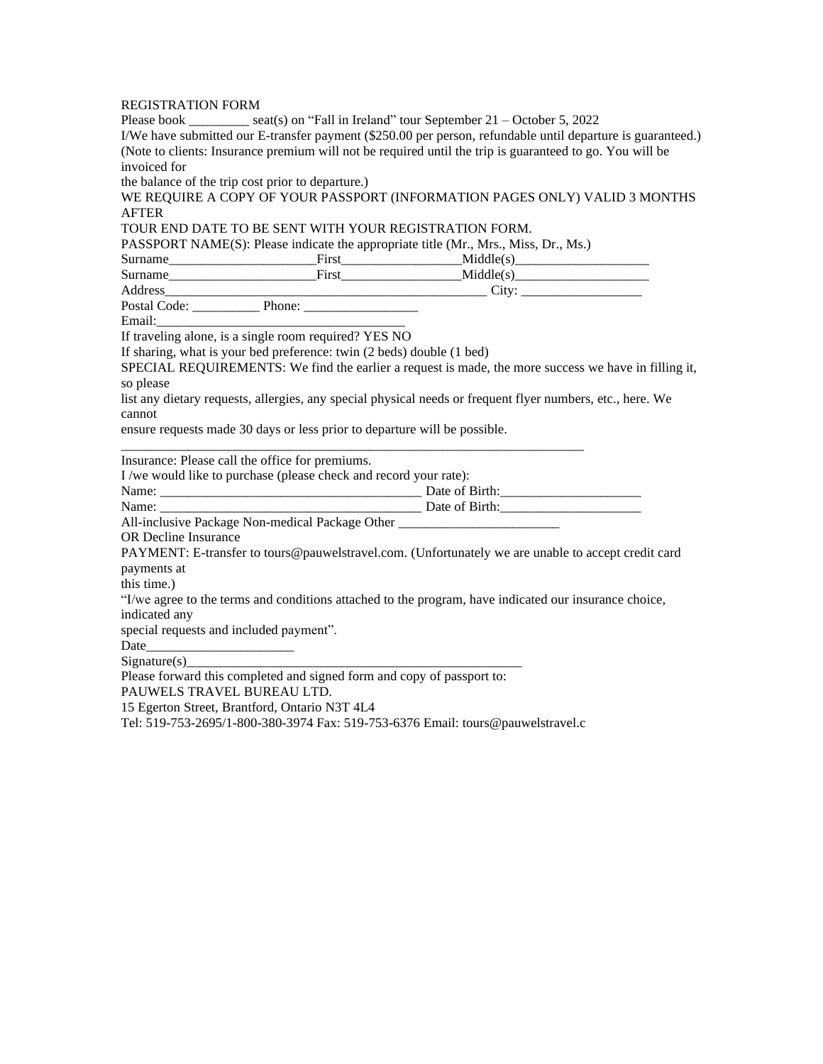REGISTRATION FORM

Please book _________ seat(s) on "Fall in Ireland" tour September 21 – October 5, 2022

I/We have submitted our E-transfer payment ($250.00 per person, refundable until departure is guaranteed.)

(Note to clients: Insurance premium will not be required until the trip is guaranteed to go. You will be invoiced for the balance of the trip cost prior to departure.)

WE REQUIRE A COPY OF YOUR PASSPORT (INFORMATION PAGES ONLY) VALID 3 MONTHS AFTER TOUR END DATE TO BE SENT WITH YOUR REGISTRATION FORM.

PASSPORT NAME(S): Please indicate the appropriate title (Mr., Mrs., Miss, Dr., Ms.)

Surname______________________First__________________Middle(s)____________________

Surname______________________First__________________Middle(s)____________________

Address__________________________________________________ City: __________________

Postal Code: __________ Phone: _________________

Email:______________________________________

If traveling alone, is a single room required? YES NO

If sharing, what is your bed preference: twin (2 beds) double (1 bed)

SPECIAL REQUIREMENTS: We find the earlier a request is made, the more success we have in filling it, so please list any dietary requests, allergies, any special physical needs or frequent flyer numbers, etc., here. We cannot ensure requests made 30 days or less prior to departure will be possible.

______________________________________________________________________

Insurance: Please call the office for premiums.

I /we would like to purchase (please check and record your rate):

Name: ______________________________________ Date of Birth:_____________________

Name: ______________________________________ Date of Birth:_____________________

All-inclusive Package Non-medical Package Other ________________________

OR Decline Insurance

PAYMENT: E-transfer to tours@pauwelstravel.com. (Unfortunately we are unable to accept credit card payments at this time.)

"I/we agree to the terms and conditions attached to the program, have indicated our insurance choice, indicated any special requests and included payment".

Date______________________

Signature(s)_____________________________________________________

Please forward this completed and signed form and copy of passport to:

PAUWELS TRAVEL BUREAU LTD.

15 Egerton Street, Brantford, Ontario N3T 4L4

Tel: 519-753-2695/1-800-380-3974 Fax: 519-753-6376 Email: tours@pauwelstravel.c